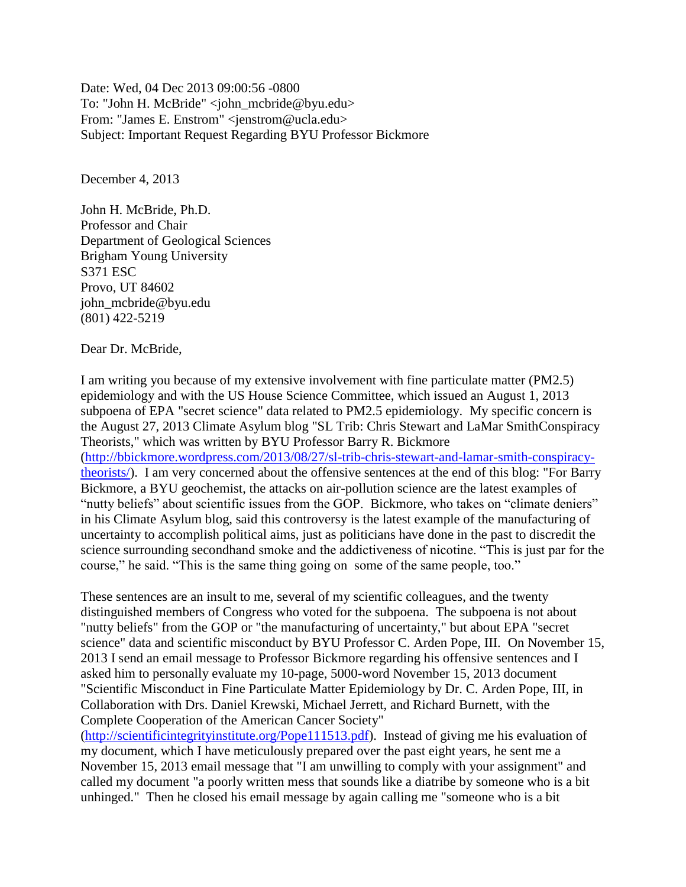Date: Wed, 04 Dec 2013 09:00:56 -0800
To: "John H. McBride" <john_mcbride@byu.edu>
From: "James E. Enstrom" <jenstrom@ucla.edu>
Subject: Important Request Regarding BYU Professor Bickmore

December 4, 2013

John H. McBride, Ph.D.
Professor and Chair
Department of Geological Sciences
Brigham Young University
S371 ESC
Provo, UT 84602
john_mcbride@byu.edu
(801) 422-5219

Dear Dr. McBride,

I am writing you because of my extensive involvement with fine particulate matter (PM2.5) epidemiology and with the US House Science Committee, which issued an August 1, 2013 subpoena of EPA "secret science" data related to PM2.5 epidemiology. My specific concern is the August 27, 2013 Climate Asylum blog "SL Trib: Chris Stewart and LaMar SmithConspiracy Theorists," which was written by BYU Professor Barry R. Bickmore (http://bbickmore.wordpress.com/2013/08/27/sl-trib-chris-stewart-and-lamar-smith-conspiracy-theorists/). I am very concerned about the offensive sentences at the end of this blog: "For Barry Bickmore, a BYU geochemist, the attacks on air-pollution science are the latest examples of "nutty beliefs" about scientific issues from the GOP. Bickmore, who takes on "climate deniers" in his Climate Asylum blog, said this controversy is the latest example of the manufacturing of uncertainty to accomplish political aims, just as politicians have done in the past to discredit the science surrounding secondhand smoke and the addictiveness of nicotine. "This is just par for the course," he said. "This is the same thing going on some of the same people, too."

These sentences are an insult to me, several of my scientific colleagues, and the twenty distinguished members of Congress who voted for the subpoena. The subpoena is not about "nutty beliefs" from the GOP or "the manufacturing of uncertainty," but about EPA "secret science" data and scientific misconduct by BYU Professor C. Arden Pope, III. On November 15, 2013 I send an email message to Professor Bickmore regarding his offensive sentences and I asked him to personally evaluate my 10-page, 5000-word November 15, 2013 document "Scientific Misconduct in Fine Particulate Matter Epidemiology by Dr. C. Arden Pope, III, in Collaboration with Drs. Daniel Krewski, Michael Jerrett, and Richard Burnett, with the Complete Cooperation of the American Cancer Society" (http://scientificintegrityinstitute.org/Pope111513.pdf). Instead of giving me his evaluation of my document, which I have meticulously prepared over the past eight years, he sent me a November 15, 2013 email message that "I am unwilling to comply with your assignment" and called my document "a poorly written mess that sounds like a diatribe by someone who is a bit unhinged." Then he closed his email message by again calling me "someone who is a bit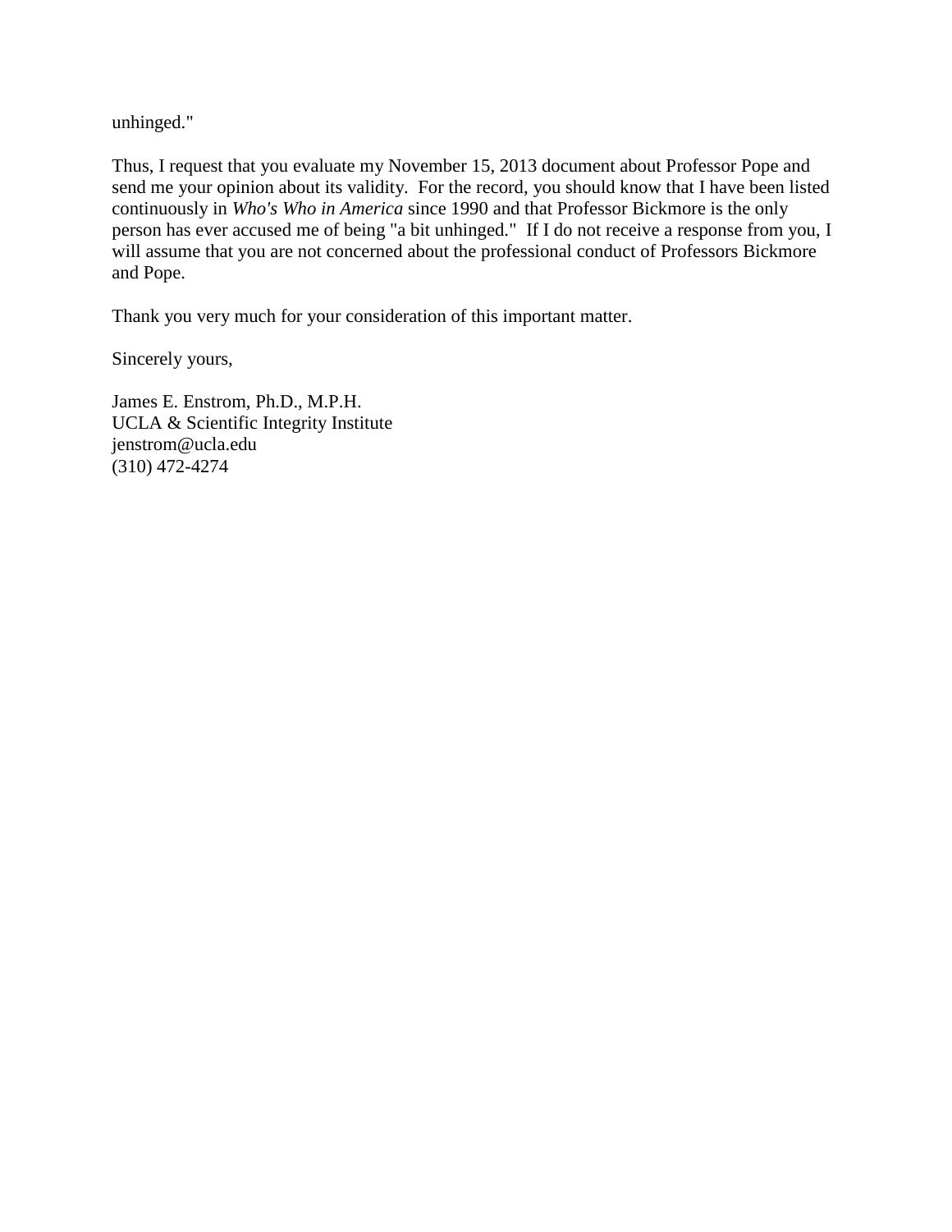unhinged."

Thus, I request that you evaluate my November 15, 2013 document about Professor Pope and send me your opinion about its validity. For the record, you should know that I have been listed continuously in *Who's Who in America* since 1990 and that Professor Bickmore is the only person has ever accused me of being "a bit unhinged." If I do not receive a response from you, I will assume that you are not concerned about the professional conduct of Professors Bickmore and Pope.

Thank you very much for your consideration of this important matter.

Sincerely yours,

James E. Enstrom, Ph.D., M.P.H.
UCLA & Scientific Integrity Institute
jenstrom@ucla.edu
(310) 472-4274